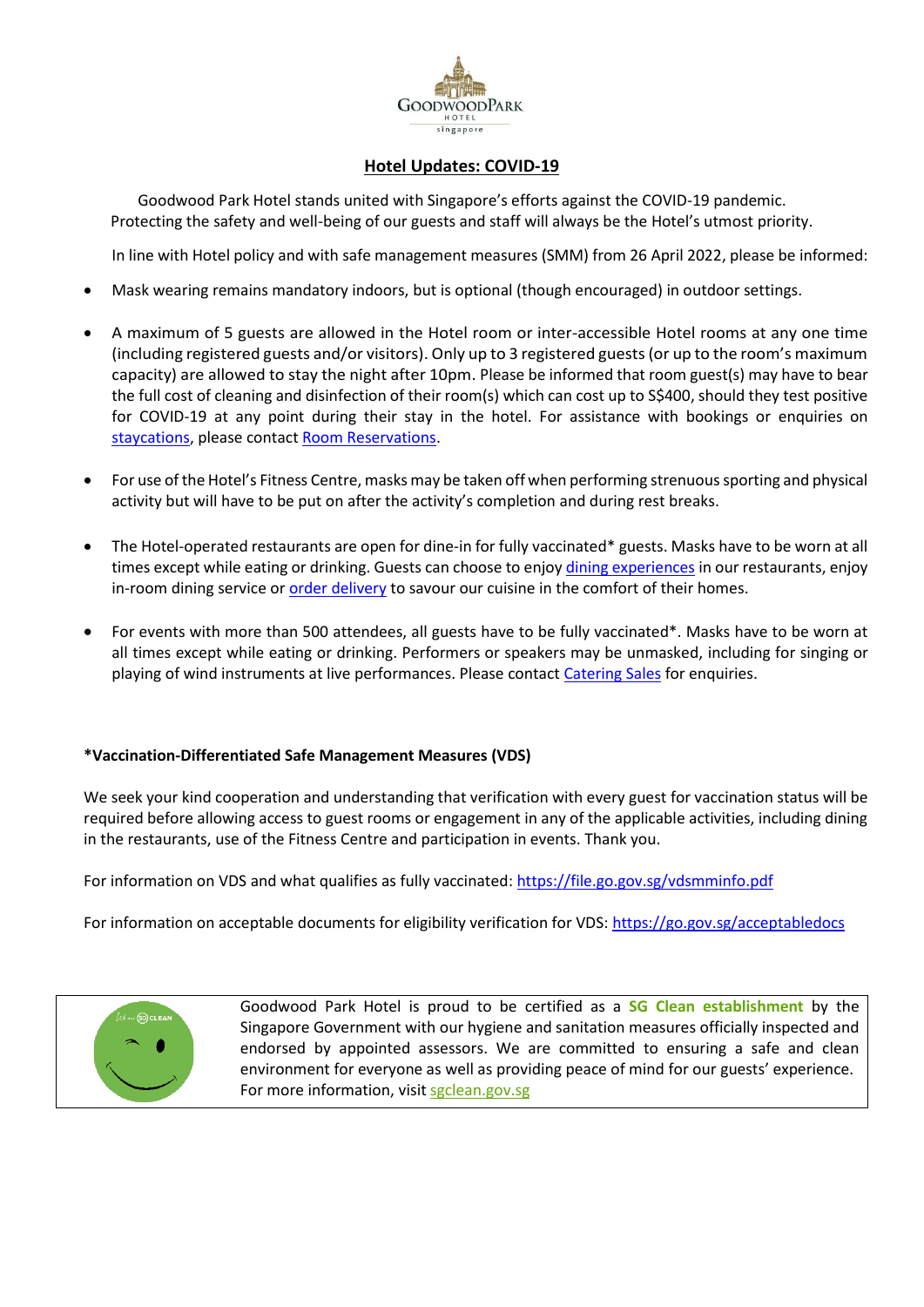# Hotel Updates: COVID-19

Goodwood Park Hotel stands united with Singapore's efforts against the COVID-19 pandemic. Protecting the safety and well-being of our guests and staff will always be the Hotel's utmost priority.

In line with Hotel policy and with safe management measures (SMM) from 26 April 2022, please be informed:

- Mask wearing remains mandatory indoors, but is optional (though encouraged) in outdoor settings.
- A maximum of 5 guests are allowed in the Hotel room or inter-accessible Hotel rooms at any one time (including registered guests and/or visitors). Only up to 3 registered guests (or up to the room's maximum capacity) are allowed to stay the night after 10pm. Please be informed that room guest(s) may have to bear the full cost of cleaning and disinfection of their room(s) which can cost up to S$400, should they test positive for COVID-19 at any point during their stay in the hotel. For assistance with bookings or enquiries on staycations, please contact Room Reservations.
- For use of the Hotel's Fitness Centre, masks may be taken off when performing strenuous sporting and physical activity but will have to be put on after the activity's completion and during rest breaks.
- The Hotel-operated restaurants are open for dine-in for fully vaccinated* guests. Masks have to be worn at all times except while eating or drinking. Guests can choose to enjoy dining experiences in our restaurants, enjoy in-room dining service or order delivery to savour our cuisine in the comfort of their homes.
- For events with more than 500 attendees, all guests have to be fully vaccinated*. Masks have to be worn at all times except while eating or drinking. Performers or speakers may be unmasked, including for singing or playing of wind instruments at live performances. Please contact Catering Sales for enquiries.

**\*Vaccination-Differentiated Safe Management Measures (VDS)**

We seek your kind cooperation and understanding that verification with every guest for vaccination status will be required before allowing access to guest rooms or engagement in any of the applicable activities, including dining in the restaurants, use of the Fitness Centre and participation in events. Thank you.

For information on VDS and what qualifies as fully vaccinated: https://file.go.gov.sg/vdsmminfo.pdf

For information on acceptable documents for eligibility verification for VDS: https://go.gov.sg/acceptabledocs

Goodwood Park Hotel is proud to be certified as a **SG Clean establishment** by the Singapore Government with our hygiene and sanitation measures officially inspected and endorsed by appointed assessors. We are committed to ensuring a safe and clean environment for everyone as well as providing peace of mind for our guests' experience. For more information, visit sgclean.gov.sg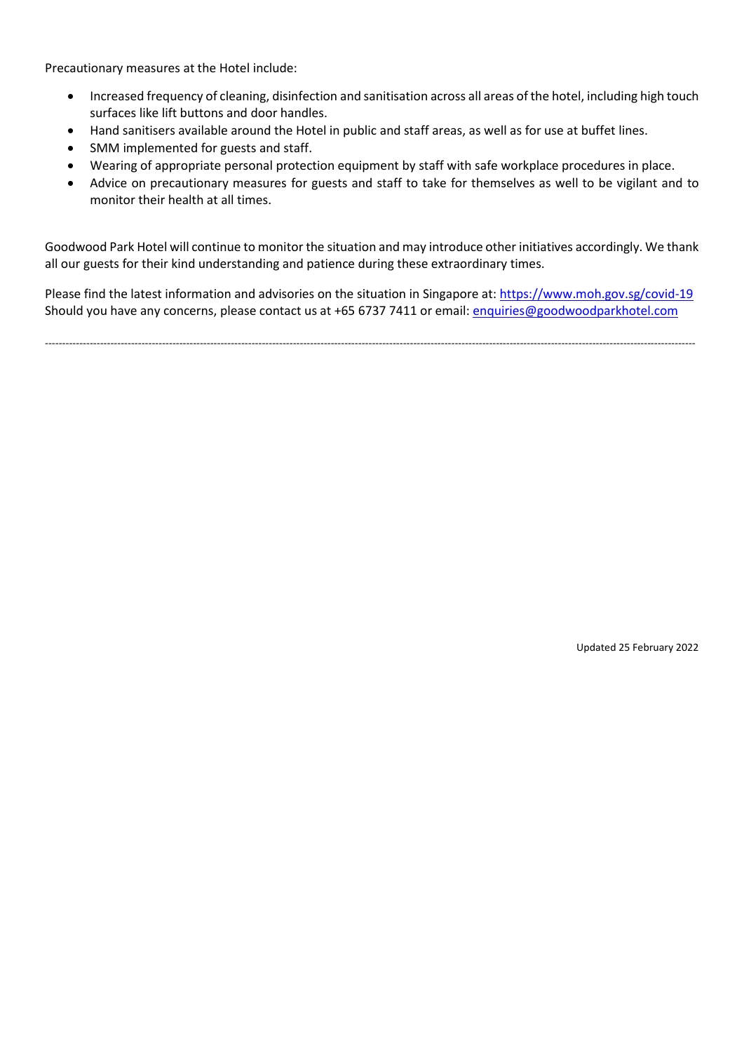Precautionary measures at the Hotel include:

- Increased frequency of cleaning, disinfection and sanitisation across all areas of the hotel, including high touch surfaces like lift buttons and door handles.
- Hand sanitisers available around the Hotel in public and staff areas, as well as for use at buffet lines.
- SMM implemented for guests and staff.
- Wearing of appropriate personal protection equipment by staff with safe workplace procedures in place.
- Advice on precautionary measures for guests and staff to take for themselves as well to be vigilant and to monitor their health at all times.

Goodwood Park Hotel will continue to monitor the situation and may introduce other initiatives accordingly. We thank all our guests for their kind understanding and patience during these extraordinary times.

Please find the latest information and advisories on the situation in Singapore at: https://www.moh.gov.sg/covid-19
Should you have any concerns, please contact us at +65 6737 7411 or email: enquiries@goodwoodparkhotel.com

---

Updated 25 February 2022